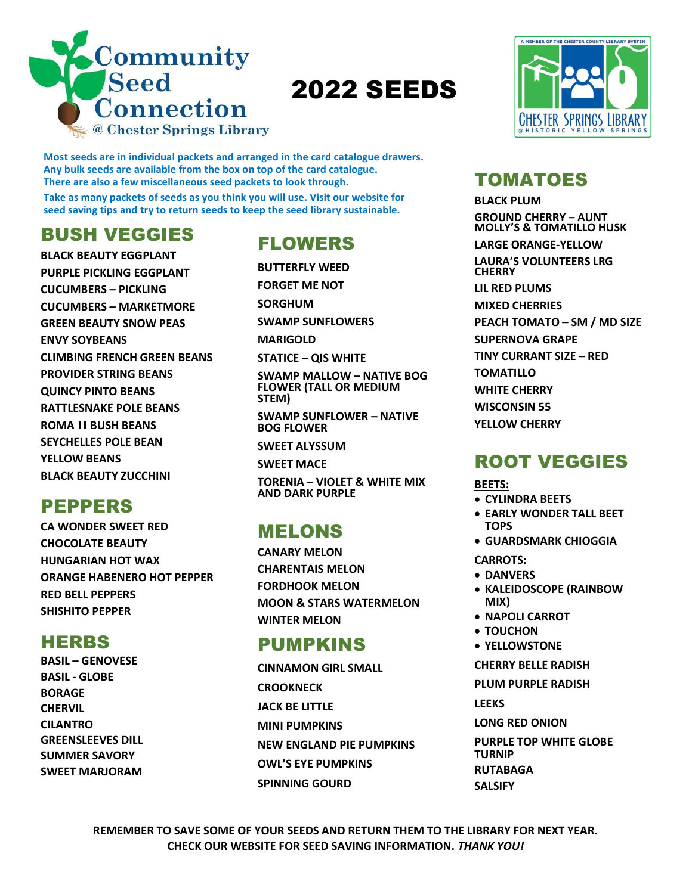Community Seed Connection @ Chester Springs Library

# 2022 SEEDS

A MEMBER OF THE CHESTER COUNTY LIBRARY SYSTEM
CHESTER SPRINGS LIBRARY @HISTORIC YELLOW SPRINGS

**Most seeds are in individual packets and arranged in the card catalogue drawers. Any bulk seeds are available from the box on top of the card catalogue. There are also a few miscellaneous seed packets to look through.**

**Take as many packets of seeds as you think you will use. Visit our website for seed saving tips and try to return seeds to keep the seed library sustainable.**

## BUSH VEGGIES

BLACK BEAUTY EGGPLANT
PURPLE PICKLING EGGPLANT
CUCUMBERS – PICKLING
CUCUMBERS – MARKETMORE
GREEN BEAUTY SNOW PEAS
ENVY SOYBEANS
CLIMBING FRENCH GREEN BEANS
PROVIDER STRING BEANS
QUINCY PINTO BEANS
RATTLESNAKE POLE BEANS
ROMA II BUSH BEANS
SEYCHELLES POLE BEAN
YELLOW BEANS
BLACK BEAUTY ZUCCHINI

## PEPPERS

CA WONDER SWEET RED
CHOCOLATE BEAUTY
HUNGARIAN HOT WAX
ORANGE HABENERO HOT PEPPER
RED BELL PEPPERS
SHISHITO PEPPER

## HERBS

BASIL – GENOVESE
BASIL - GLOBE
BORAGE
CHERVIL
CILANTRO
GREENSLEEVES DILL
SUMMER SAVORY
SWEET MARJORAM

## FLOWERS

BUTTERFLY WEED
FORGET ME NOT
SORGHUM
SWAMP SUNFLOWERS
MARIGOLD
STATICE – QIS WHITE
SWAMP MALLOW – NATIVE BOG FLOWER (TALL OR MEDIUM STEM)
SWAMP SUNFLOWER – NATIVE BOG FLOWER
SWEET ALYSSUM
SWEET MACE
TORENIA – VIOLET & WHITE MIX AND DARK PURPLE

## MELONS

CANARY MELON
CHARENTAIS MELON
FORDHOOK MELON
MOON & STARS WATERMELON
WINTER MELON

## PUMPKINS

CINNAMON GIRL SMALL
CROOKNECK
JACK BE LITTLE
MINI PUMPKINS
NEW ENGLAND PIE PUMPKINS
OWL'S EYE PUMPKINS
SPINNING GOURD

## TOMATOES

BLACK PLUM
GROUND CHERRY – AUNT MOLLY'S & TOMATILLO HUSK
LARGE ORANGE-YELLOW
LAURA'S VOLUNTEERS LRG CHERRY
LIL RED PLUMS
MIXED CHERRIES
PEACH TOMATO – SM / MD SIZE
SUPERNOVA GRAPE
TINY CURRANT SIZE – RED
TOMATILLO
WHITE CHERRY
WISCONSIN 55
YELLOW CHERRY

## ROOT VEGGIES

**BEETS:**

- CYLINDRA BEETS
- EARLY WONDER TALL BEET TOPS
- GUARDSMARK CHIOGGIA

**CARROTS:**

- DANVERS
- KALEIDOSCOPE (RAINBOW MIX)
- NAPOLI CARROT
- TOUCHON
- YELLOWSTONE

CHERRY BELLE RADISH
PLUM PURPLE RADISH
LEEKS
LONG RED ONION
PURPLE TOP WHITE GLOBE TURNIP
RUTABAGA
SALSIFY

**REMEMBER TO SAVE SOME OF YOUR SEEDS AND RETURN THEM TO THE LIBRARY FOR NEXT YEAR. CHECK OUR WEBSITE FOR SEED SAVING INFORMATION. *THANK YOU!***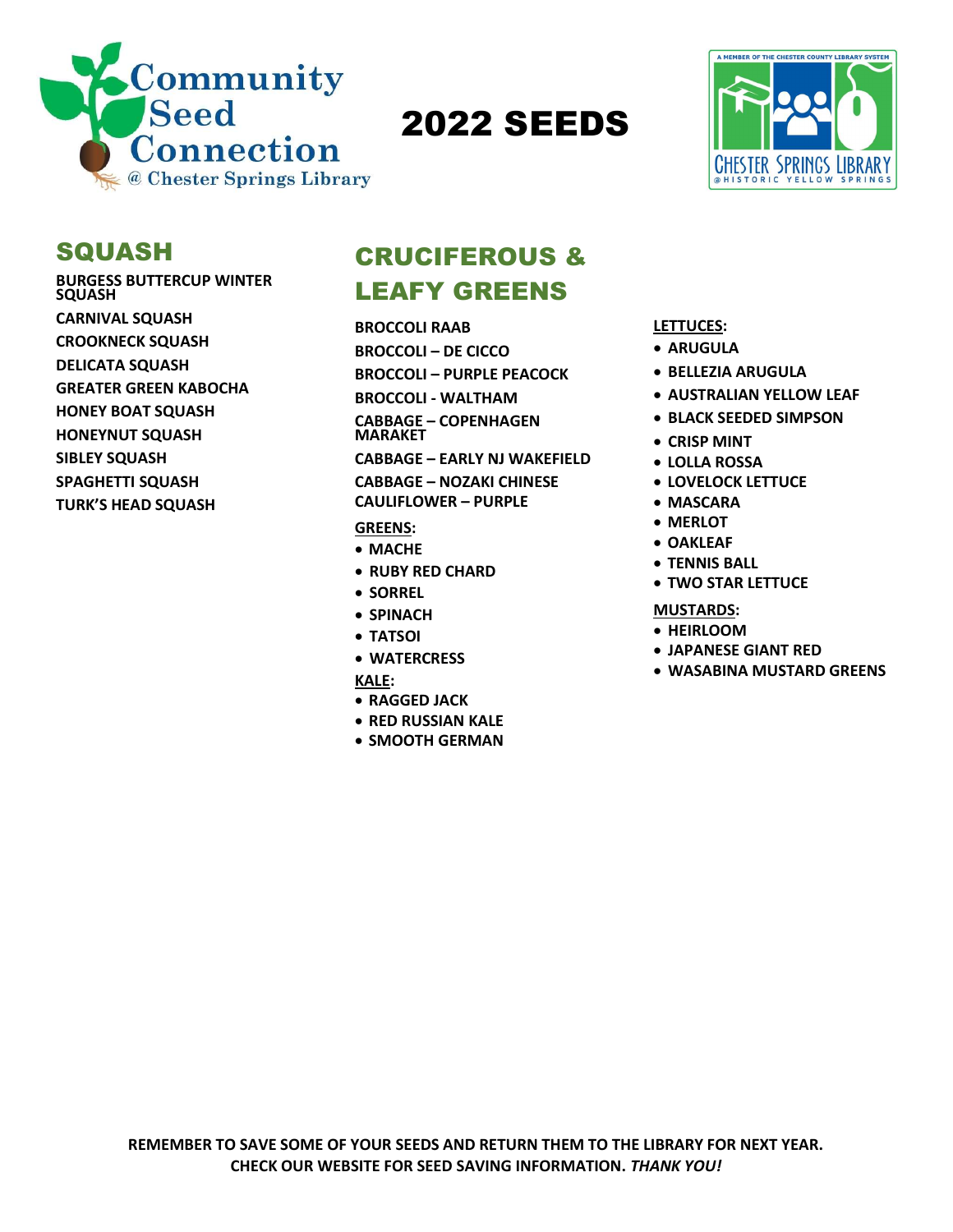Community Seed Connection @ Chester Springs Library

# 2022 SEEDS

A MEMBER OF THE CHESTER COUNTY LIBRARY SYSTEM
CHESTER SPRINGS LIBRARY @HISTORIC YELLOW SPRINGS

## SQUASH

**BURGESS BUTTERCUP WINTER SQUASH**
**CARNIVAL SQUASH**
**CROOKNECK SQUASH**
**DELICATA SQUASH**
**GREATER GREEN KABOCHA**
**HONEY BOAT SQUASH**
**HONEYNUT SQUASH**
**SIBLEY SQUASH**
**SPAGHETTI SQUASH**
**TURK'S HEAD SQUASH**

## CRUCIFEROUS & LEAFY GREENS

**BROCCOLI RAAB**
**BROCCOLI – DE CICCO**
**BROCCOLI – PURPLE PEACOCK**
**BROCCOLI - WALTHAM**
**CABBAGE – COPENHAGEN MARAKET**
**CABBAGE – EARLY NJ WAKEFIELD**
**CABBAGE – NOZAKI CHINESE**
**CAULIFLOWER – PURPLE**

**GREENS:**
- **MACHE**
- **RUBY RED CHARD**
- **SORREL**
- **SPINACH**
- **TATSOI**
- **WATERCRESS**

**KALE:**
- **RAGGED JACK**
- **RED RUSSIAN KALE**
- **SMOOTH GERMAN**

**LETTUCES:**
- **ARUGULA**
- **BELLEZIA ARUGULA**
- **AUSTRALIAN YELLOW LEAF**
- **BLACK SEEDED SIMPSON**
- **CRISP MINT**
- **LOLLA ROSSA**
- **LOVELOCK LETTUCE**
- **MASCARA**
- **MERLOT**
- **OAKLEAF**
- **TENNIS BALL**
- **TWO STAR LETTUCE**

**MUSTARDS:**
- **HEIRLOOM**
- **JAPANESE GIANT RED**
- **WASABINA MUSTARD GREENS**

**REMEMBER TO SAVE SOME OF YOUR SEEDS AND RETURN THEM TO THE LIBRARY FOR NEXT YEAR. CHECK OUR WEBSITE FOR SEED SAVING INFORMATION.** ***THANK YOU!***